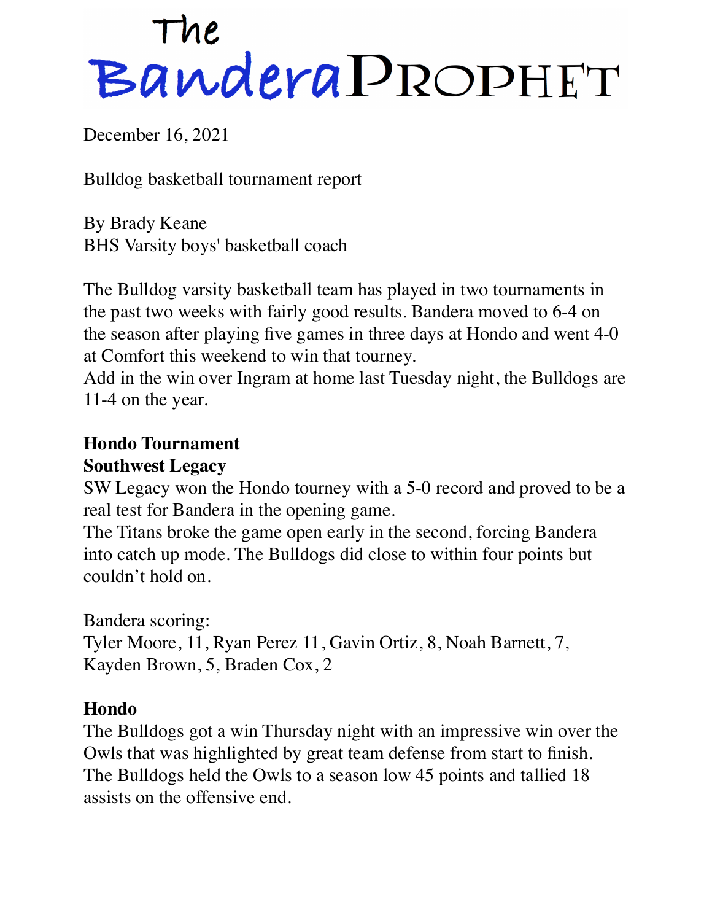# The Bandera Prophet

December 16, 2021

Bulldog basketball tournament report

By Brady Keane
BHS Varsity boys' basketball coach

The Bulldog varsity basketball team has played in two tournaments in the past two weeks with fairly good results. Bandera moved to 6-4 on the season after playing five games in three days at Hondo and went 4-0 at Comfort this weekend to win that tourney.
Add in the win over Ingram at home last Tuesday night, the Bulldogs are 11-4 on the year.

**Hondo Tournament**
**Southwest Legacy**
SW Legacy won the Hondo tourney with a 5-0 record and proved to be a real test for Bandera in the opening game.
The Titans broke the game open early in the second, forcing Bandera into catch up mode. The Bulldogs did close to within four points but couldn't hold on.

Bandera scoring:
Tyler Moore, 11, Ryan Perez 11, Gavin Ortiz, 8, Noah Barnett, 7, Kayden Brown, 5, Braden Cox, 2

**Hondo**
The Bulldogs got a win Thursday night with an impressive win over the Owls that was highlighted by great team defense from start to finish. The Bulldogs held the Owls to a season low 45 points and tallied 18 assists on the offensive end.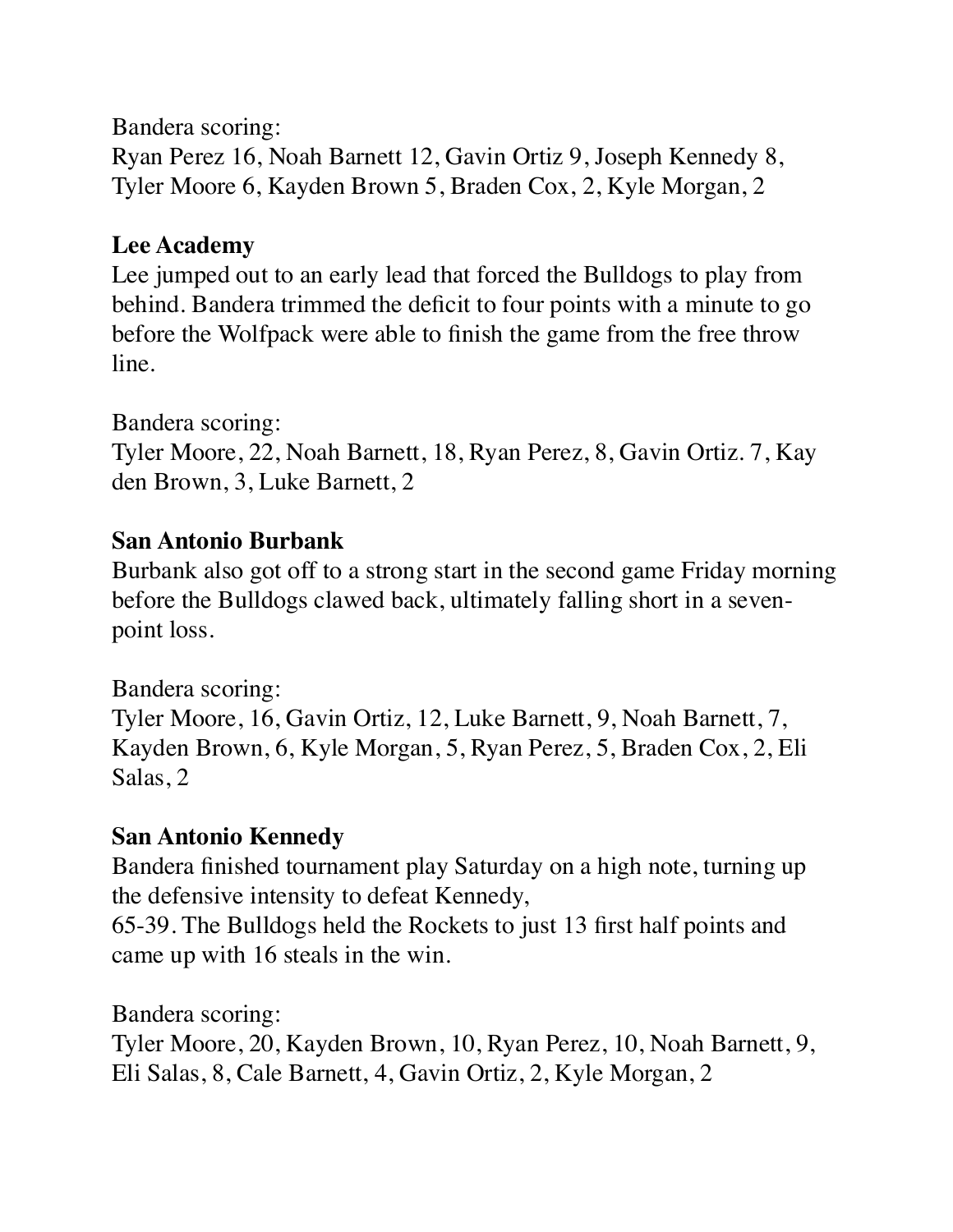Bandera scoring:
Ryan Perez 16, Noah Barnett 12, Gavin Ortiz 9, Joseph Kennedy 8, Tyler Moore 6, Kayden Brown 5, Braden Cox, 2, Kyle Morgan, 2

**Lee Academy**
Lee jumped out to an early lead that forced the Bulldogs to play from behind. Bandera trimmed the deficit to four points with a minute to go before the Wolfpack were able to finish the game from the free throw line.

Bandera scoring:
Tyler Moore, 22, Noah Barnett, 18, Ryan Perez, 8, Gavin Ortiz. 7, Kay den Brown, 3, Luke Barnett, 2

**San Antonio Burbank**
Burbank also got off to a strong start in the second game Friday morning before the Bulldogs clawed back, ultimately falling short in a seven-point loss.

Bandera scoring:
Tyler Moore, 16, Gavin Ortiz, 12, Luke Barnett, 9, Noah Barnett, 7, Kayden Brown, 6, Kyle Morgan, 5, Ryan Perez, 5, Braden Cox, 2, Eli Salas, 2

**San Antonio Kennedy**
Bandera finished tournament play Saturday on a high note, turning up the defensive intensity to defeat Kennedy,
65-39. The Bulldogs held the Rockets to just 13 first half points and came up with 16 steals in the win.

Bandera scoring:
Tyler Moore, 20, Kayden Brown, 10, Ryan Perez, 10, Noah Barnett, 9, Eli Salas, 8, Cale Barnett, 4, Gavin Ortiz, 2, Kyle Morgan, 2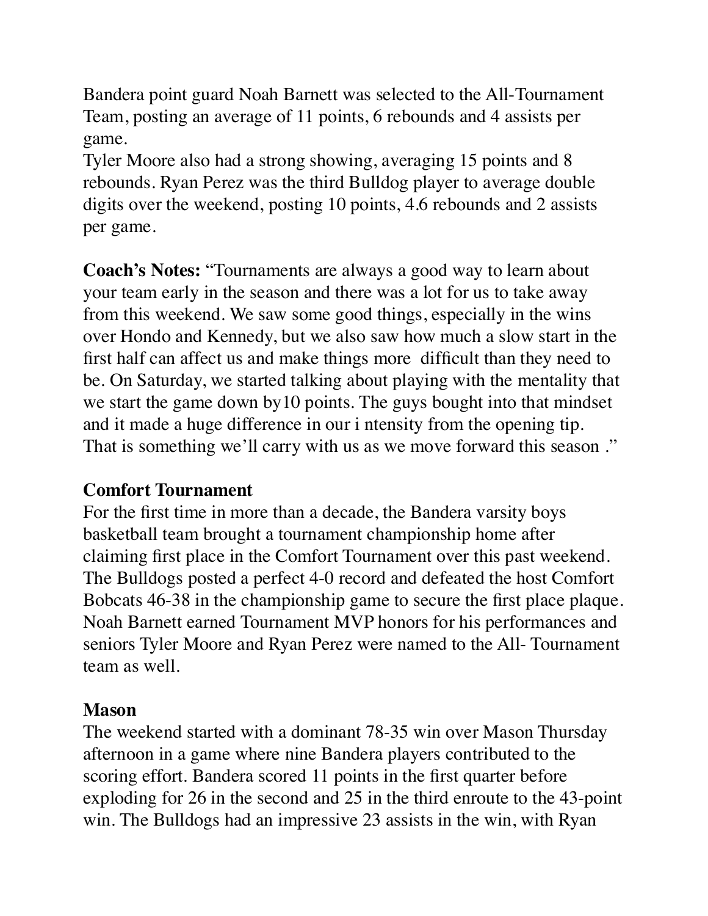Bandera point guard Noah Barnett was selected to the All-Tournament Team, posting an average of 11 points, 6 rebounds and 4 assists per game.
Tyler Moore also had a strong showing, averaging 15 points and 8 rebounds. Ryan Perez was the third Bulldog player to average double digits over the weekend, posting 10 points, 4.6 rebounds and 2 assists per game.

**Coach's Notes:** "Tournaments are always a good way to learn about your team early in the season and there was a lot for us to take away from this weekend. We saw some good things, especially in the wins over Hondo and Kennedy, but we also saw how much a slow start in the first half can affect us and make things more difficult than they need to be. On Saturday, we started talking about playing with the mentality that we start the game down by10 points. The guys bought into that mindset and it made a huge difference in our i ntensity from the opening tip. That is something we'll carry with us as we move forward this season ."

### Comfort Tournament

For the first time in more than a decade, the Bandera varsity boys basketball team brought a tournament championship home after claiming first place in the Comfort Tournament over this past weekend. The Bulldogs posted a perfect 4-0 record and defeated the host Comfort Bobcats 46-38 in the championship game to secure the first place plaque. Noah Barnett earned Tournament MVP honors for his performances and seniors Tyler Moore and Ryan Perez were named to the All- Tournament team as well.

### Mason

The weekend started with a dominant 78-35 win over Mason Thursday afternoon in a game where nine Bandera players contributed to the scoring effort. Bandera scored 11 points in the first quarter before exploding for 26 in the second and 25 in the third enroute to the 43-point win. The Bulldogs had an impressive 23 assists in the win, with Ryan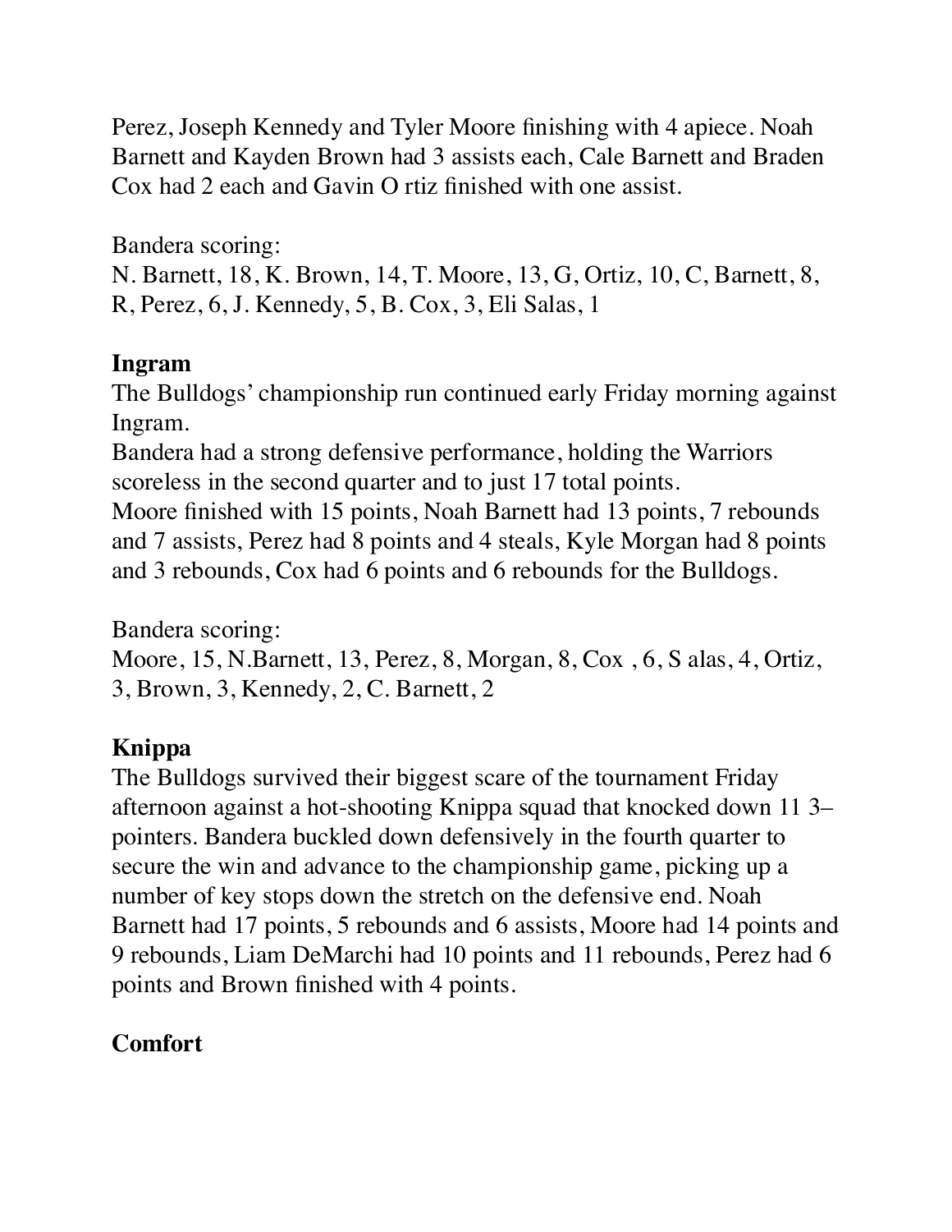Perez, Joseph Kennedy and Tyler Moore finishing with 4 apiece. Noah Barnett and Kayden Brown had 3 assists each, Cale Barnett and Braden Cox had 2 each and Gavin O rtiz finished with one assist.

Bandera scoring:
N. Barnett, 18, K. Brown, 14, T. Moore, 13, G, Ortiz, 10, C, Barnett, 8, R, Perez, 6, J. Kennedy, 5, B. Cox, 3, Eli Salas, 1

**Ingram**

The Bulldogs' championship run continued early Friday morning against Ingram.
Bandera had a strong defensive performance, holding the Warriors scoreless in the second quarter and to just 17 total points.
Moore finished with 15 points, Noah Barnett had 13 points, 7 rebounds and 7 assists, Perez had 8 points and 4 steals, Kyle Morgan had 8 points and 3 rebounds, Cox had 6 points and 6 rebounds for the Bulldogs.

Bandera scoring:
Moore, 15, N.Barnett, 13, Perez, 8, Morgan, 8, Cox , 6, S alas, 4, Ortiz, 3, Brown, 3, Kennedy, 2, C. Barnett, 2

**Knippa**

The Bulldogs survived their biggest scare of the tournament Friday afternoon against a hot-shooting Knippa squad that knocked down 11 3–pointers. Bandera buckled down defensively in the fourth quarter to secure the win and advance to the championship game, picking up a number of key stops down the stretch on the defensive end. Noah Barnett had 17 points, 5 rebounds and 6 assists, Moore had 14 points and 9 rebounds, Liam DeMarchi had 10 points and 11 rebounds, Perez had 6 points and Brown finished with 4 points.

**Comfort**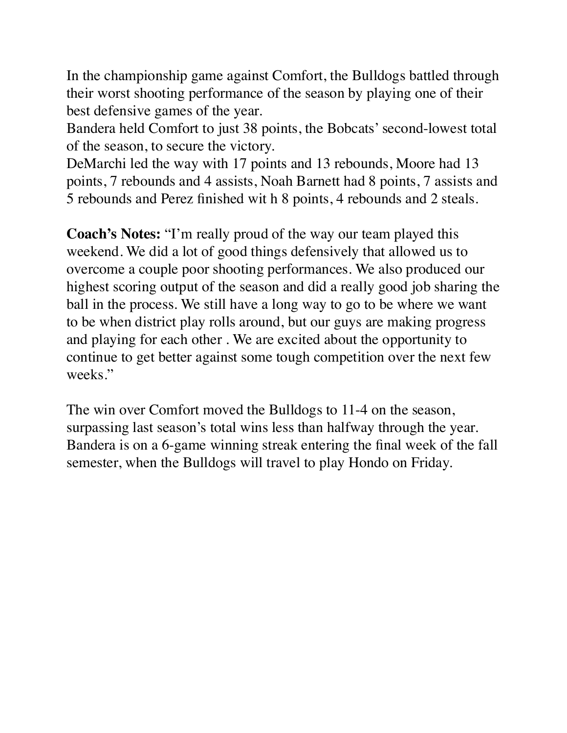In the championship game against Comfort, the Bulldogs battled through their worst shooting performance of the season by playing one of their best defensive games of the year.

Bandera held Comfort to just 38 points, the Bobcats' second-lowest total of the season, to secure the victory.

DeMarchi led the way with 17 points and 13 rebounds, Moore had 13 points, 7 rebounds and 4 assists, Noah Barnett had 8 points, 7 assists and 5 rebounds and Perez finished wit h 8 points, 4 rebounds and 2 steals.

**Coach's Notes:** "I'm really proud of the way our team played this weekend. We did a lot of good things defensively that allowed us to overcome a couple poor shooting performances. We also produced our highest scoring output of the season and did a really good job sharing the ball in the process. We still have a long way to go to be where we want to be when district play rolls around, but our guys are making progress and playing for each other . We are excited about the opportunity to continue to get better against some tough competition over the next few weeks."

The win over Comfort moved the Bulldogs to 11-4 on the season, surpassing last season's total wins less than halfway through the year. Bandera is on a 6-game winning streak entering the final week of the fall semester, when the Bulldogs will travel to play Hondo on Friday.